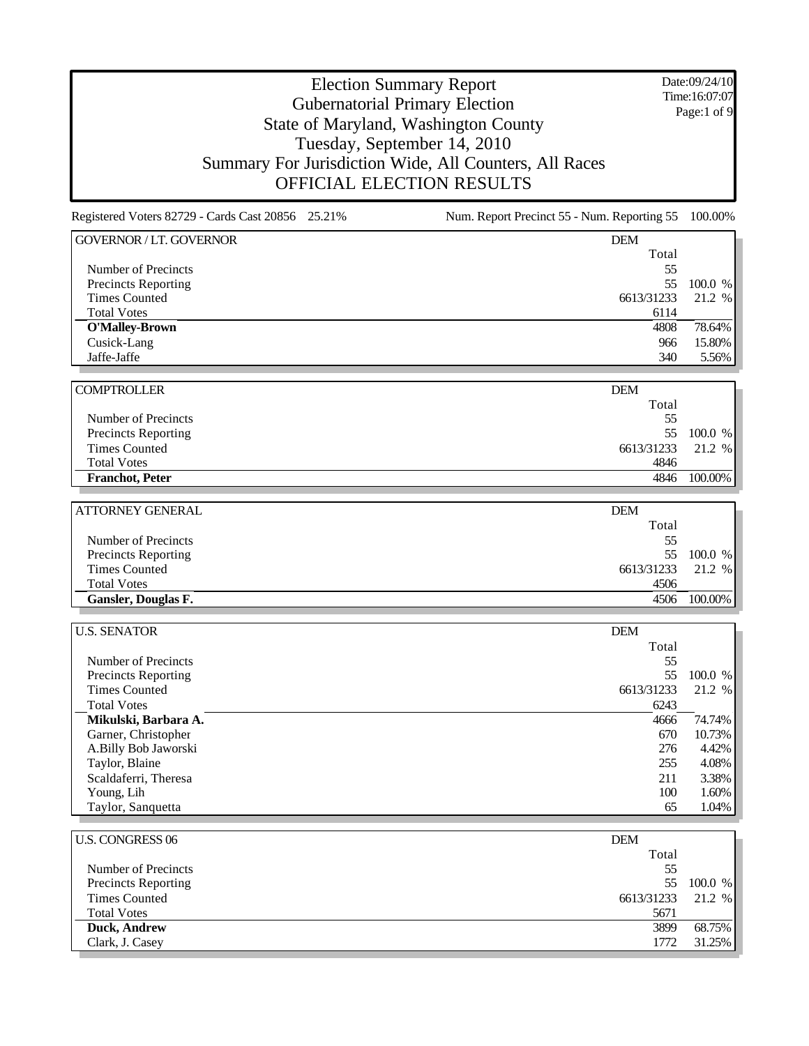# Election Summary Report
## Gubernatorial Primary Election
## State of Maryland, Washington County
## Tuesday, September 14, 2010
## Summary For Jurisdiction Wide, All Counters, All Races
## OFFICIAL ELECTION RESULTS

Date:09/24/10
Time:16:07:07

Registered Voters 82729 - Cards Cast 20856 25.21%

Num. Report Precinct 55 - Num. Reporting 55 100.00%

### GOVERNOR / LT. GOVERNOR

| DEM | Total | |
|---|---|---|
| Number of Precincts | 55 | |
| Precincts Reporting | 55 | 100.0 % |
| Times Counted | 6613/31233 | 21.2 % |
| Total Votes | 6114 | |
| **O'Malley-Brown** | 4808 | 78.64% |
| Cusick-Lang | 966 | 15.80% |
| Jaffe-Jaffe | 340 | 5.56% |

### COMPTROLLER

| DEM | Total | |
|---|---|---|
| Number of Precincts | 55 | |
| Precincts Reporting | 55 | 100.0 % |
| Times Counted | 6613/31233 | 21.2 % |
| Total Votes | 4846 | |
| **Franchot, Peter** | 4846 | 100.00% |

### ATTORNEY GENERAL

| DEM | Total | |
|---|---|---|
| Number of Precincts | 55 | |
| Precincts Reporting | 55 | 100.0 % |
| Times Counted | 6613/31233 | 21.2 % |
| Total Votes | 4506 | |
| **Gansler, Douglas F.** | 4506 | 100.00% |

### U.S. SENATOR

| DEM | Total | |
|---|---|---|
| Number of Precincts | 55 | |
| Precincts Reporting | 55 | 100.0 % |
| Times Counted | 6613/31233 | 21.2 % |
| Total Votes | 6243 | |
| **Mikulski, Barbara A.** | 4666 | 74.74% |
| Garner, Christopher | 670 | 10.73% |
| A.Billy Bob Jaworski | 276 | 4.42% |
| Taylor, Blaine | 255 | 4.08% |
| Scaldaferri, Theresa | 211 | 3.38% |
| Young, Lih | 100 | 1.60% |
| Taylor, Sanquetta | 65 | 1.04% |

### U.S. CONGRESS 06

| DEM | Total | |
|---|---|---|
| Number of Precincts | 55 | |
| Precincts Reporting | 55 | 100.0 % |
| Times Counted | 6613/31233 | 21.2 % |
| Total Votes | 5671 | |
| **Duck, Andrew** | 3899 | 68.75% |
| Clark, J. Casey | 1772 | 31.25% |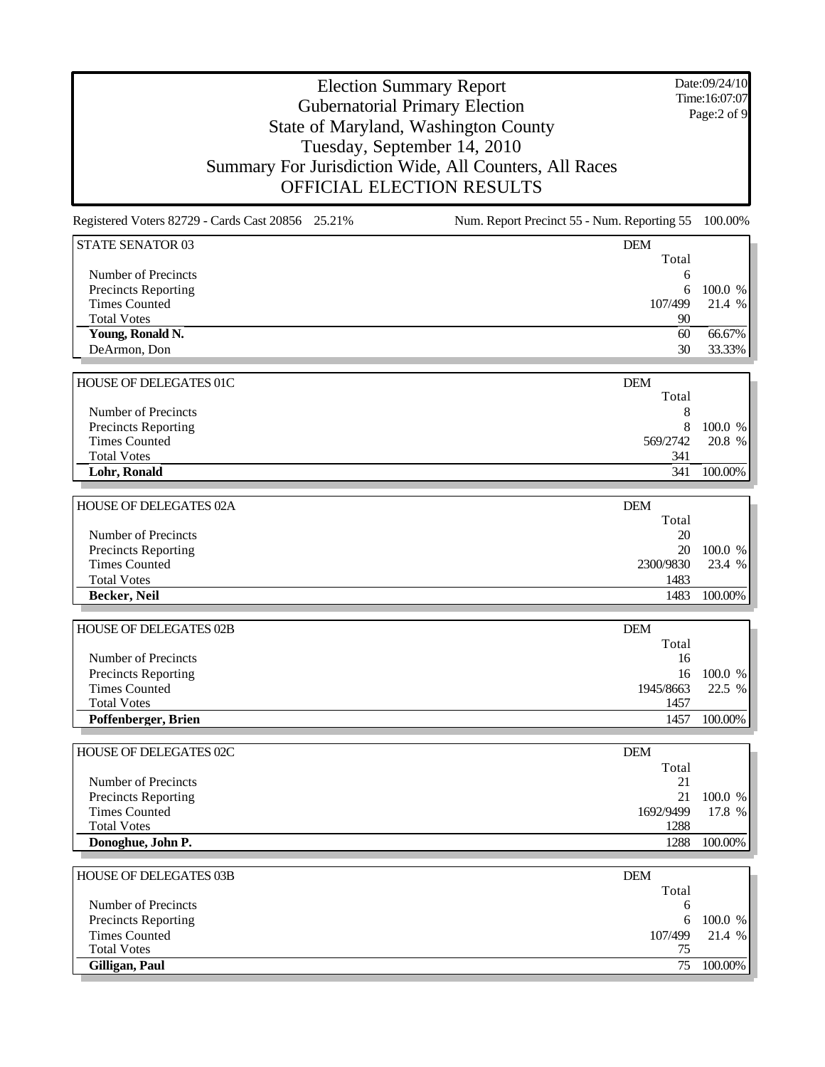# Election Summary Report
## Gubernatorial Primary Election
## State of Maryland, Washington County
## Tuesday, September 14, 2010
## Summary For Jurisdiction Wide, All Counters, All Races
## OFFICIAL ELECTION RESULTS

Date:09/24/10
Time:16:07:07

Registered Voters 82729 - Cards Cast 20856 25.21% Num. Report Precinct 55 - Num. Reporting 55 100.00%

| STATE SENATOR 03 | DEM Total | |
|---|---|---|
| Number of Precincts | 6 | |
| Precincts Reporting | 6 | 100.0 % |
| Times Counted | 107/499 | 21.4 % |
| Total Votes | 90 | |
| **Young, Ronald N.** | 60 | 66.67% |
| DeArmon, Don | 30 | 33.33% |

| HOUSE OF DELEGATES 01C | DEM Total | |
|---|---|---|
| Number of Precincts | 8 | |
| Precincts Reporting | 8 | 100.0 % |
| Times Counted | 569/2742 | 20.8 % |
| Total Votes | 341 | |
| **Lohr, Ronald** | 341 | 100.00% |

| HOUSE OF DELEGATES 02A | DEM Total | |
|---|---|---|
| Number of Precincts | 20 | |
| Precincts Reporting | 20 | 100.0 % |
| Times Counted | 2300/9830 | 23.4 % |
| Total Votes | 1483 | |
| **Becker, Neil** | 1483 | 100.00% |

| HOUSE OF DELEGATES 02B | DEM Total | |
|---|---|---|
| Number of Precincts | 16 | |
| Precincts Reporting | 16 | 100.0 % |
| Times Counted | 1945/8663 | 22.5 % |
| Total Votes | 1457 | |
| **Poffenberger, Brien** | 1457 | 100.00% |

| HOUSE OF DELEGATES 02C | DEM Total | |
|---|---|---|
| Number of Precincts | 21 | |
| Precincts Reporting | 21 | 100.0 % |
| Times Counted | 1692/9499 | 17.8 % |
| Total Votes | 1288 | |
| **Donoghue, John P.** | 1288 | 100.00% |

| HOUSE OF DELEGATES 03B | DEM Total | |
|---|---|---|
| Number of Precincts | 6 | |
| Precincts Reporting | 6 | 100.0 % |
| Times Counted | 107/499 | 21.4 % |
| Total Votes | 75 | |
| **Gilligan, Paul** | 75 | 100.00% |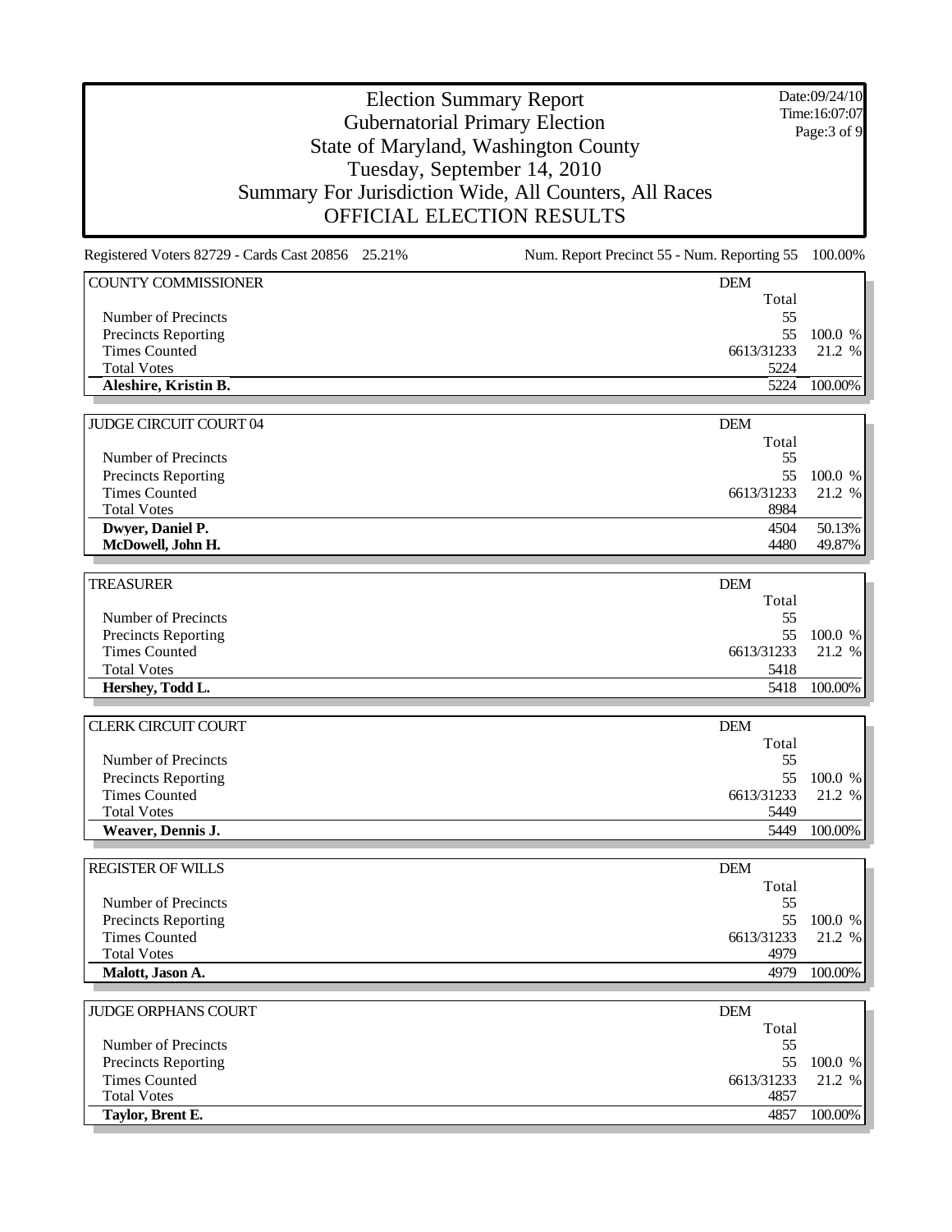# Election Summary Report
## Gubernatorial Primary Election
## State of Maryland, Washington County
## Tuesday, September 14, 2010
## Summary For Jurisdiction Wide, All Counters, All Races
## OFFICIAL ELECTION RESULTS

Date:09/24/10
Time:16:07:07

Registered Voters 82729 - Cards Cast 20856 25.21%    Num. Report Precinct 55 - Num. Reporting 55 100.00%

| COUNTY COMMISSIONER | DEM Total | |
|---|---|---|
| Number of Precincts | 55 | |
| Precincts Reporting | 55 | 100.0 % |
| Times Counted | 6613/31233 | 21.2 % |
| Total Votes | 5224 | |
| **Aleshire, Kristin B.** | 5224 | 100.00% |

| JUDGE CIRCUIT COURT 04 | DEM Total | |
|---|---|---|
| Number of Precincts | 55 | |
| Precincts Reporting | 55 | 100.0 % |
| Times Counted | 6613/31233 | 21.2 % |
| Total Votes | 8984 | |
| **Dwyer, Daniel P.** | 4504 | 50.13% |
| **McDowell, John H.** | 4480 | 49.87% |

| TREASURER | DEM Total | |
|---|---|---|
| Number of Precincts | 55 | |
| Precincts Reporting | 55 | 100.0 % |
| Times Counted | 6613/31233 | 21.2 % |
| Total Votes | 5418 | |
| **Hershey, Todd L.** | 5418 | 100.00% |

| CLERK CIRCUIT COURT | DEM Total | |
|---|---|---|
| Number of Precincts | 55 | |
| Precincts Reporting | 55 | 100.0 % |
| Times Counted | 6613/31233 | 21.2 % |
| Total Votes | 5449 | |
| **Weaver, Dennis J.** | 5449 | 100.00% |

| REGISTER OF WILLS | DEM Total | |
|---|---|---|
| Number of Precincts | 55 | |
| Precincts Reporting | 55 | 100.0 % |
| Times Counted | 6613/31233 | 21.2 % |
| Total Votes | 4979 | |
| **Malott, Jason A.** | 4979 | 100.00% |

| JUDGE ORPHANS COURT | DEM Total | |
|---|---|---|
| Number of Precincts | 55 | |
| Precincts Reporting | 55 | 100.0 % |
| Times Counted | 6613/31233 | 21.2 % |
| Total Votes | 4857 | |
| **Taylor, Brent E.** | 4857 | 100.00% |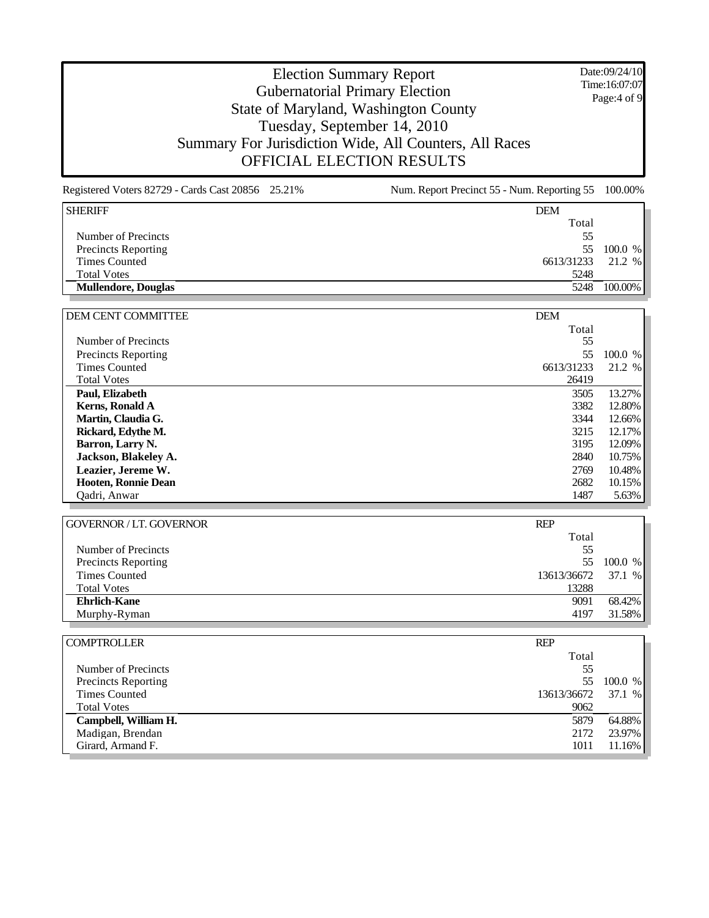# Election Summary Report
## Gubernatorial Primary Election
## State of Maryland, Washington County
## Tuesday, September 14, 2010
## Summary For Jurisdiction Wide, All Counters, All Races
## OFFICIAL ELECTION RESULTS

Date:09/24/10
Time:16:07:07

Registered Voters 82729 - Cards Cast 20856 25.21%

Num. Report Precinct 55 - Num. Reporting 55 100.00%

| SHERIFF | DEM | |
|---|---|---|
| | Total | |
| Number of Precincts | 55 | |
| Precincts Reporting | 55 | 100.0 % |
| Times Counted | 6613/31233 | 21.2 % |
| Total Votes | 5248 | |
| **Mullendore, Douglas** | 5248 | 100.00% |

| DEM CENT COMMITTEE | DEM | |
|---|---|---|
| | Total | |
| Number of Precincts | 55 | |
| Precincts Reporting | 55 | 100.0 % |
| Times Counted | 6613/31233 | 21.2 % |
| Total Votes | 26419 | |
| **Paul, Elizabeth** | 3505 | 13.27% |
| **Kerns, Ronald A** | 3382 | 12.80% |
| **Martin, Claudia G.** | 3344 | 12.66% |
| **Rickard, Edythe M.** | 3215 | 12.17% |
| **Barron, Larry N.** | 3195 | 12.09% |
| **Jackson, Blakeley A.** | 2840 | 10.75% |
| **Leazier, Jereme W.** | 2769 | 10.48% |
| **Hooten, Ronnie Dean** | 2682 | 10.15% |
| Qadri, Anwar | 1487 | 5.63% |

| GOVERNOR / LT. GOVERNOR | REP | |
|---|---|---|
| | Total | |
| Number of Precincts | 55 | |
| Precincts Reporting | 55 | 100.0 % |
| Times Counted | 13613/36672 | 37.1 % |
| Total Votes | 13288 | |
| **Ehrlich-Kane** | 9091 | 68.42% |
| Murphy-Ryman | 4197 | 31.58% |

| COMPTROLLER | REP | |
|---|---|---|
| | Total | |
| Number of Precincts | 55 | |
| Precincts Reporting | 55 | 100.0 % |
| Times Counted | 13613/36672 | 37.1 % |
| Total Votes | 9062 | |
| **Campbell, William H.** | 5879 | 64.88% |
| Madigan, Brendan | 2172 | 23.97% |
| Girard, Armand F. | 1011 | 11.16% |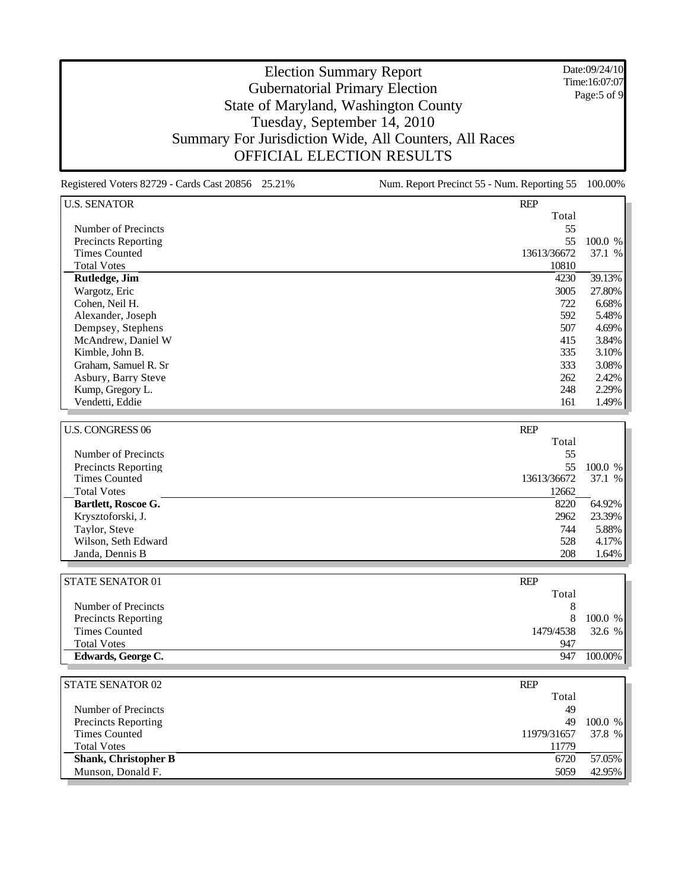# Election Summary Report
## Gubernatorial Primary Election
## State of Maryland, Washington County
## Tuesday, September 14, 2010
## Summary For Jurisdiction Wide, All Counters, All Races
## OFFICIAL ELECTION RESULTS

Date:09/24/10
Time:16:07:07

Registered Voters 82729 - Cards Cast 20856 25.21%    Num. Report Precinct 55 - Num. Reporting 55 100.00%

| U.S. SENATOR | REP Total | |
|---|---|---|
| Number of Precincts | 55 | |
| Precincts Reporting | 55 | 100.0 % |
| Times Counted | 13613/36672 | 37.1 % |
| Total Votes | 10810 | |
| **Rutledge, Jim** | 4230 | 39.13% |
| Wargotz, Eric | 3005 | 27.80% |
| Cohen, Neil H. | 722 | 6.68% |
| Alexander, Joseph | 592 | 5.48% |
| Dempsey, Stephens | 507 | 4.69% |
| McAndrew, Daniel W | 415 | 3.84% |
| Kimble, John B. | 335 | 3.10% |
| Graham, Samuel R. Sr | 333 | 3.08% |
| Asbury, Barry Steve | 262 | 2.42% |
| Kump, Gregory L. | 248 | 2.29% |
| Vendetti, Eddie | 161 | 1.49% |

| U.S. CONGRESS 06 | REP Total | |
|---|---|---|
| Number of Precincts | 55 | |
| Precincts Reporting | 55 | 100.0 % |
| Times Counted | 13613/36672 | 37.1 % |
| Total Votes | 12662 | |
| **Bartlett, Roscoe G.** | 8220 | 64.92% |
| Krysztoforski, J. | 2962 | 23.39% |
| Taylor, Steve | 744 | 5.88% |
| Wilson, Seth Edward | 528 | 4.17% |
| Janda, Dennis B | 208 | 1.64% |

| STATE SENATOR 01 | REP Total | |
|---|---|---|
| Number of Precincts | 8 | |
| Precincts Reporting | 8 | 100.0 % |
| Times Counted | 1479/4538 | 32.6 % |
| Total Votes | 947 | |
| **Edwards, George C.** | 947 | 100.00% |

| STATE SENATOR 02 | REP Total | |
|---|---|---|
| Number of Precincts | 49 | |
| Precincts Reporting | 49 | 100.0 % |
| Times Counted | 11979/31657 | 37.8 % |
| Total Votes | 11779 | |
| **Shank, Christopher B** | 6720 | 57.05% |
| Munson, Donald F. | 5059 | 42.95% |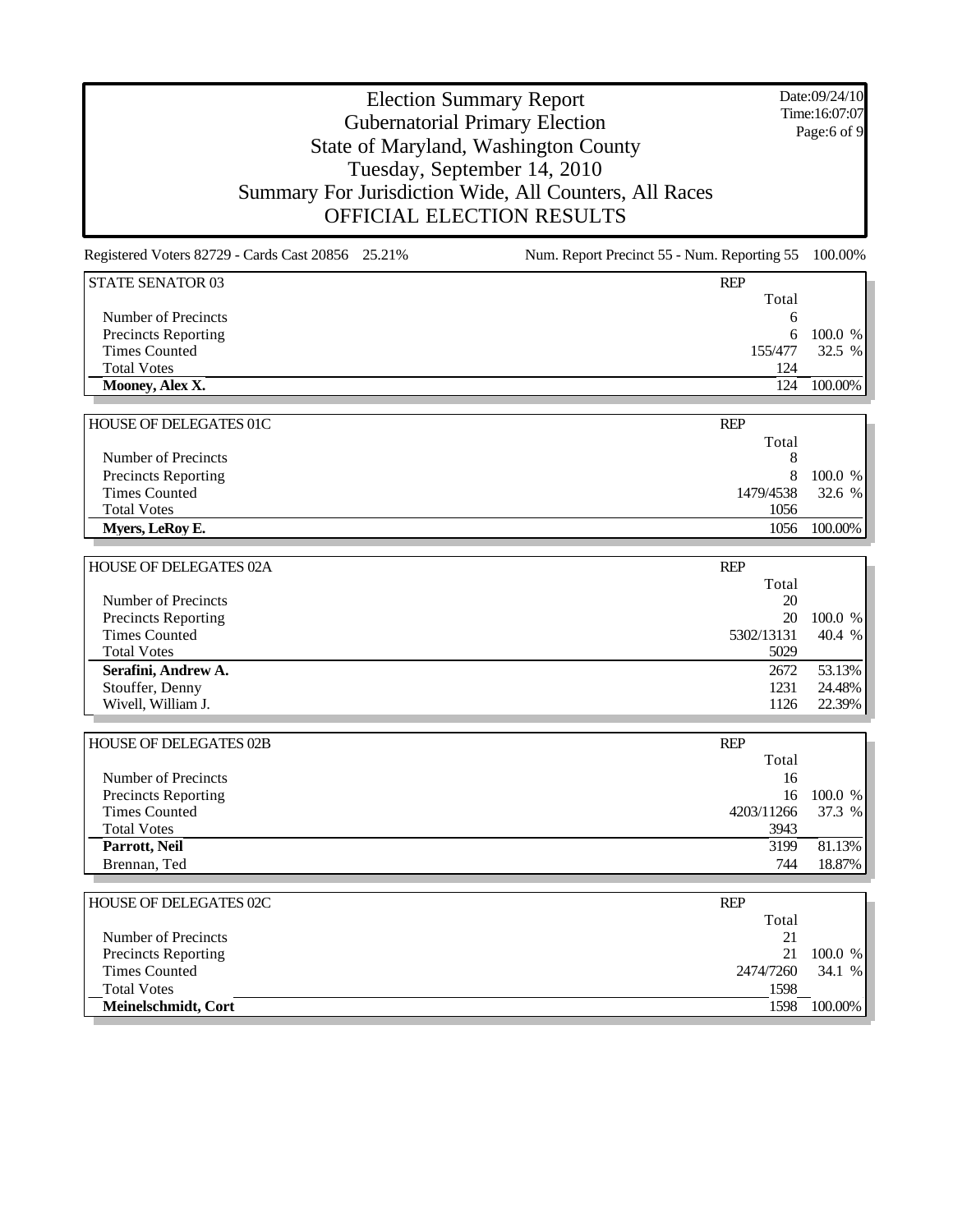# Election Summary Report
## Gubernatorial Primary Election
## State of Maryland, Washington County
## Tuesday, September 14, 2010
## Summary For Jurisdiction Wide, All Counters, All Races
## OFFICIAL ELECTION RESULTS

Date:09/24/10
Time:16:07:07

Registered Voters 82729 - Cards Cast 20856 25.21%

Num. Report Precinct 55 - Num. Reporting 55 100.00%

| STATE SENATOR 03 | REP | |
|---|---|---|
| | Total | |
| Number of Precincts | 6 | |
| Precincts Reporting | 6 | 100.0 % |
| Times Counted | 155/477 | 32.5 % |
| Total Votes | 124 | |
| **Mooney, Alex X.** | 124 | 100.00% |

| HOUSE OF DELEGATES 01C | REP | |
|---|---|---|
| | Total | |
| Number of Precincts | 8 | |
| Precincts Reporting | 8 | 100.0 % |
| Times Counted | 1479/4538 | 32.6 % |
| Total Votes | 1056 | |
| **Myers, LeRoy E.** | 1056 | 100.00% |

| HOUSE OF DELEGATES 02A | REP | |
|---|---|---|
| | Total | |
| Number of Precincts | 20 | |
| Precincts Reporting | 20 | 100.0 % |
| Times Counted | 5302/13131 | 40.4 % |
| Total Votes | 5029 | |
| **Serafini, Andrew A.** | 2672 | 53.13% |
| Stouffer, Denny | 1231 | 24.48% |
| Wivell, William J. | 1126 | 22.39% |

| HOUSE OF DELEGATES 02B | REP | |
|---|---|---|
| | Total | |
| Number of Precincts | 16 | |
| Precincts Reporting | 16 | 100.0 % |
| Times Counted | 4203/11266 | 37.3 % |
| Total Votes | 3943 | |
| **Parrott, Neil** | 3199 | 81.13% |
| Brennan, Ted | 744 | 18.87% |

| HOUSE OF DELEGATES 02C | REP | |
|---|---|---|
| | Total | |
| Number of Precincts | 21 | |
| Precincts Reporting | 21 | 100.0 % |
| Times Counted | 2474/7260 | 34.1 % |
| Total Votes | 1598 | |
| **Meinelschmidt, Cort** | 1598 | 100.00% |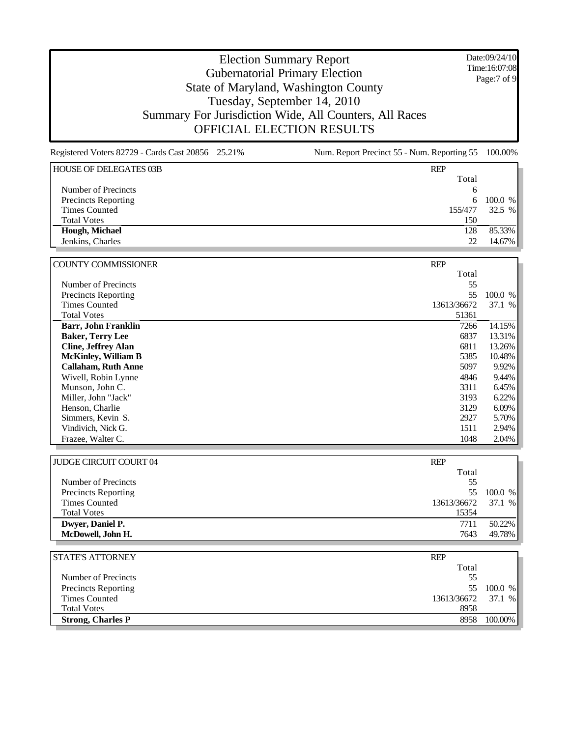# Election Summary Report
## Gubernatorial Primary Election
## State of Maryland, Washington County
## Tuesday, September 14, 2010
## Summary For Jurisdiction Wide, All Counters, All Races
## OFFICIAL ELECTION RESULTS

Date:09/24/10
Time:16:07:08

Registered Voters 82729 - Cards Cast 20856 25.21%

Num. Report Precinct 55 - Num. Reporting 55 100.00%

| HOUSE OF DELEGATES 03B | REP Total | |
|---|---|---|
| Number of Precincts | 6 | |
| Precincts Reporting | 6 | 100.0 % |
| Times Counted | 155/477 | 32.5 % |
| Total Votes | 150 | |
| **Hough, Michael** | 128 | 85.33% |
| Jenkins, Charles | 22 | 14.67% |

| COUNTY COMMISSIONER | REP Total | |
|---|---|---|
| Number of Precincts | 55 | |
| Precincts Reporting | 55 | 100.0 % |
| Times Counted | 13613/36672 | 37.1 % |
| Total Votes | 51361 | |
| **Barr, John Franklin** | 7266 | 14.15% |
| **Baker, Terry Lee** | 6837 | 13.31% |
| **Cline, Jeffrey Alan** | 6811 | 13.26% |
| **McKinley, William B** | 5385 | 10.48% |
| **Callaham, Ruth Anne** | 5097 | 9.92% |
| Wivell, Robin Lynne | 4846 | 9.44% |
| Munson, John C. | 3311 | 6.45% |
| Miller, John "Jack" | 3193 | 6.22% |
| Henson, Charlie | 3129 | 6.09% |
| Simmers, Kevin S. | 2927 | 5.70% |
| Vindivich, Nick G. | 1511 | 2.94% |
| Frazee, Walter C. | 1048 | 2.04% |

| JUDGE CIRCUIT COURT 04 | REP Total | |
|---|---|---|
| Number of Precincts | 55 | |
| Precincts Reporting | 55 | 100.0 % |
| Times Counted | 13613/36672 | 37.1 % |
| Total Votes | 15354 | |
| **Dwyer, Daniel P.** | 7711 | 50.22% |
| **McDowell, John H.** | 7643 | 49.78% |

| STATE'S ATTORNEY | REP Total | |
|---|---|---|
| Number of Precincts | 55 | |
| Precincts Reporting | 55 | 100.0 % |
| Times Counted | 13613/36672 | 37.1 % |
| Total Votes | 8958 | |
| **Strong, Charles P** | 8958 | 100.00% |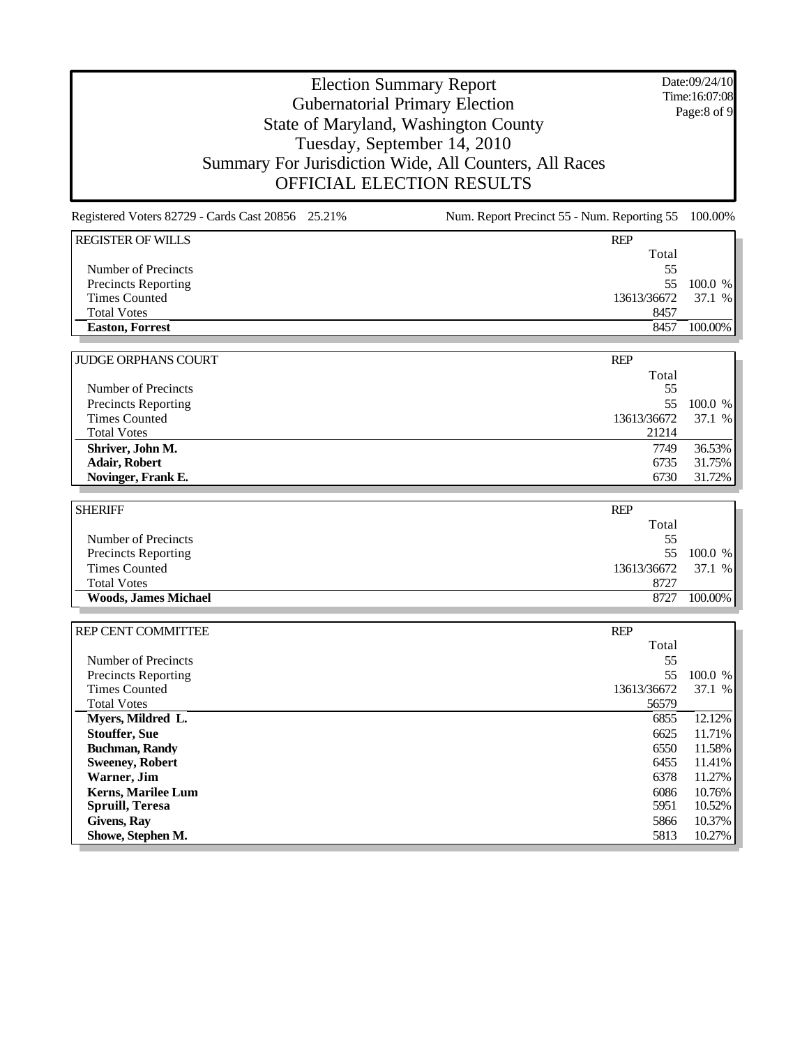# Election Summary Report
## Gubernatorial Primary Election
## State of Maryland, Washington County
## Tuesday, September 14, 2010
## Summary For Jurisdiction Wide, All Counters, All Races
## OFFICIAL ELECTION RESULTS

Date:09/24/10
Time:16:07:08

Registered Voters 82729 - Cards Cast 20856 25.21%    Num. Report Precinct 55 - Num. Reporting 55 100.00%

| REGISTER OF WILLS | REP | |
|---|---|---|
| | Total | |
| Number of Precincts | 55 | |
| Precincts Reporting | 55 | 100.0 % |
| Times Counted | 13613/36672 | 37.1 % |
| Total Votes | 8457 | |
| **Easton, Forrest** | 8457 | 100.00% |

| JUDGE ORPHANS COURT | REP | |
|---|---|---|
| | Total | |
| Number of Precincts | 55 | |
| Precincts Reporting | 55 | 100.0 % |
| Times Counted | 13613/36672 | 37.1 % |
| Total Votes | 21214 | |
| **Shriver, John M.** | 7749 | 36.53% |
| **Adair, Robert** | 6735 | 31.75% |
| **Novinger, Frank E.** | 6730 | 31.72% |

| SHERIFF | REP | |
|---|---|---|
| | Total | |
| Number of Precincts | 55 | |
| Precincts Reporting | 55 | 100.0 % |
| Times Counted | 13613/36672 | 37.1 % |
| Total Votes | 8727 | |
| **Woods, James Michael** | 8727 | 100.00% |

| REP CENT COMMITTEE | REP | |
|---|---|---|
| | Total | |
| Number of Precincts | 55 | |
| Precincts Reporting | 55 | 100.0 % |
| Times Counted | 13613/36672 | 37.1 % |
| Total Votes | 56579 | |
| **Myers, Mildred L.** | 6855 | 12.12% |
| **Stouffer, Sue** | 6625 | 11.71% |
| **Buchman, Randy** | 6550 | 11.58% |
| **Sweeney, Robert** | 6455 | 11.41% |
| **Warner, Jim** | 6378 | 11.27% |
| **Kerns, Marilee Lum** | 6086 | 10.76% |
| **Spruill, Teresa** | 5951 | 10.52% |
| **Givens, Ray** | 5866 | 10.37% |
| **Showe, Stephen M.** | 5813 | 10.27% |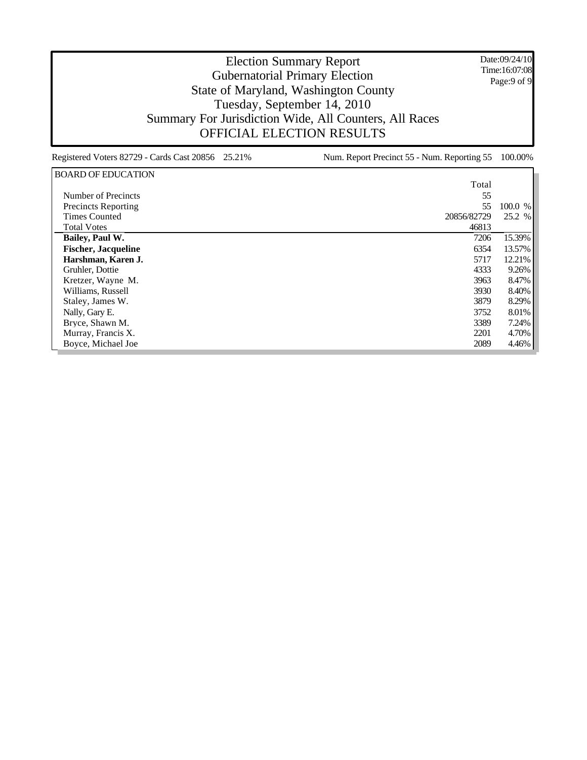# Election Summary Report
## Gubernatorial Primary Election
## State of Maryland, Washington County
## Tuesday, September 14, 2010
## Summary For Jurisdiction Wide, All Counters, All Races
## OFFICIAL ELECTION RESULTS

Date:09/24/10
Time:16:07:08

Registered Voters 82729 - Cards Cast 20856 25.21%

Num. Report Precinct 55 - Num. Reporting 55 100.00%

### BOARD OF EDUCATION

| | Total | |
|---|---|---|
| Number of Precincts | 55 | |
| Precincts Reporting | 55 | 100.0 % |
| Times Counted | 20856/82729 | 25.2 % |
| Total Votes | 46813 | |
| **Bailey, Paul W.** | 7206 | 15.39% |
| **Fischer, Jacqueline** | 6354 | 13.57% |
| **Harshman, Karen J.** | 5717 | 12.21% |
| Gruhler, Dottie | 4333 | 9.26% |
| Kretzer, Wayne M. | 3963 | 8.47% |
| Williams, Russell | 3930 | 8.40% |
| Staley, James W. | 3879 | 8.29% |
| Nally, Gary E. | 3752 | 8.01% |
| Bryce, Shawn M. | 3389 | 7.24% |
| Murray, Francis X. | 2201 | 4.70% |
| Boyce, Michael Joe | 2089 | 4.46% |